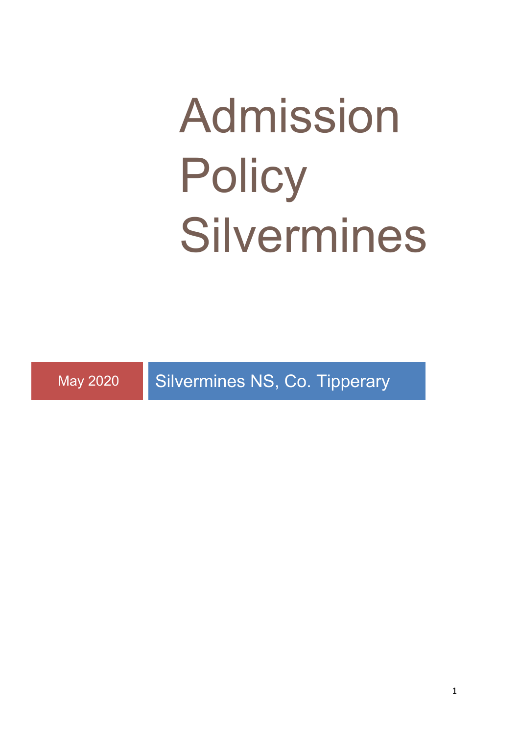# Admission Policy Silvermines

May 2020

Silvermines NS, Co. Tipperary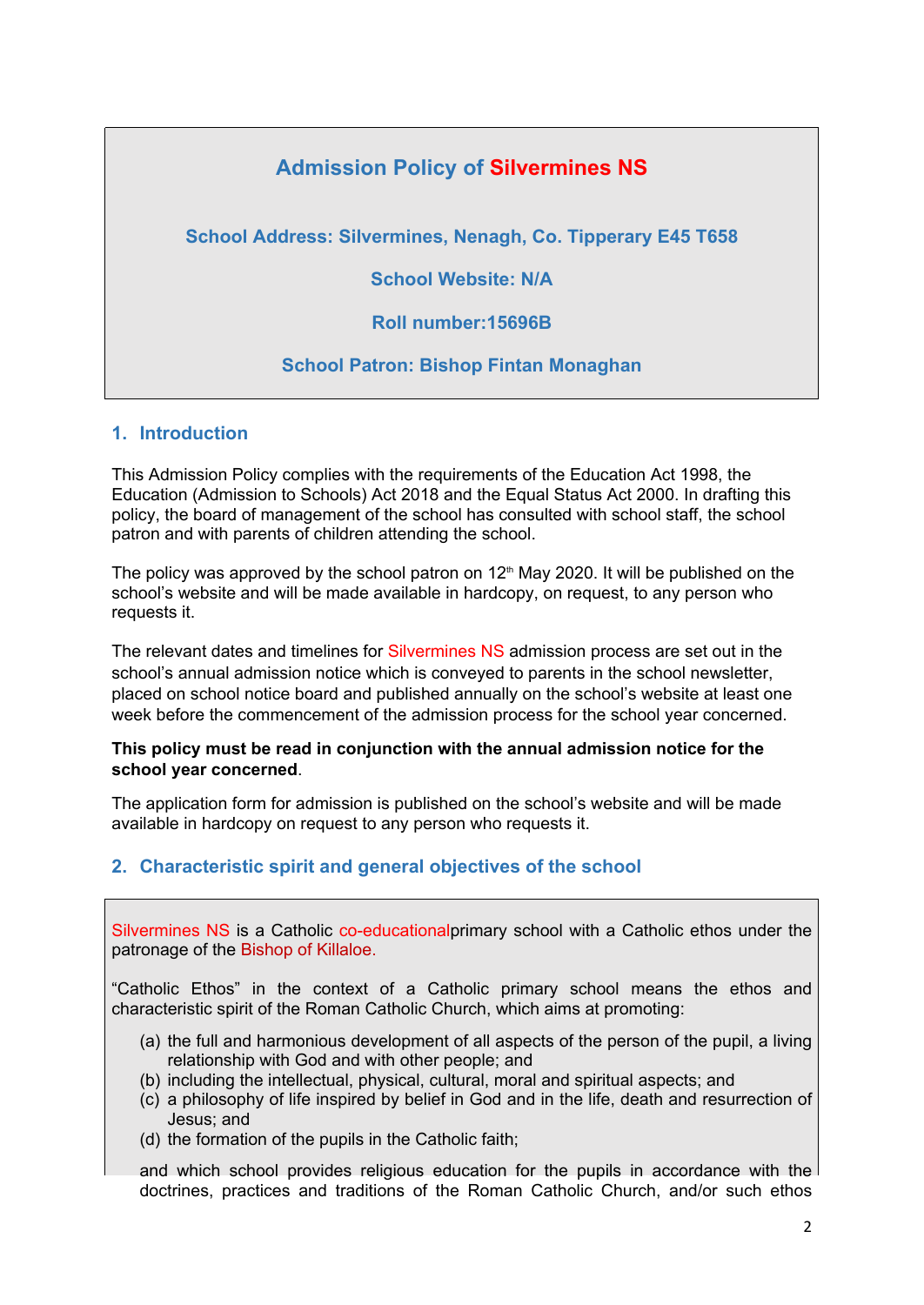# Admission Policy of Silvermines NS

**School Address: Silvermines, Nenagh, Co. Tipperary E45 T658**

**School Website: N/A**

**Roll number:15696B**

**School Patron: Bishop Fintan Monaghan**

## 1. Introduction

This Admission Policy complies with the requirements of the Education Act 1998, the Education (Admission to Schools) Act 2018 and the Equal Status Act 2000. In drafting this policy, the board of management of the school has consulted with school staff, the school patron and with parents of children attending the school.

The policy was approved by the school patron on 12th May 2020. It will be published on the school's website and will be made available in hardcopy, on request, to any person who requests it.

The relevant dates and timelines for Silvermines NS admission process are set out in the school's annual admission notice which is conveyed to parents in the school newsletter, placed on school notice board and published annually on the school's website at least one week before the commencement of the admission process for the school year concerned.

**This policy must be read in conjunction with the annual admission notice for the school year concerned**.

The application form for admission is published on the school's website and will be made available in hardcopy on request to any person who requests it.

## 2. Characteristic spirit and general objectives of the school

Silvermines NS is a Catholic co-educationalprimary school with a Catholic ethos under the patronage of the Bishop of Killaloe.

"Catholic Ethos" in the context of a Catholic primary school means the ethos and characteristic spirit of the Roman Catholic Church, which aims at promoting:

(a) the full and harmonious development of all aspects of the person of the pupil, a living relationship with God and with other people; and
(b) including the intellectual, physical, cultural, moral and spiritual aspects; and
(c) a philosophy of life inspired by belief in God and in the life, death and resurrection of Jesus; and
(d) the formation of the pupils in the Catholic faith;

and which school provides religious education for the pupils in accordance with the doctrines, practices and traditions of the Roman Catholic Church, and/or such ethos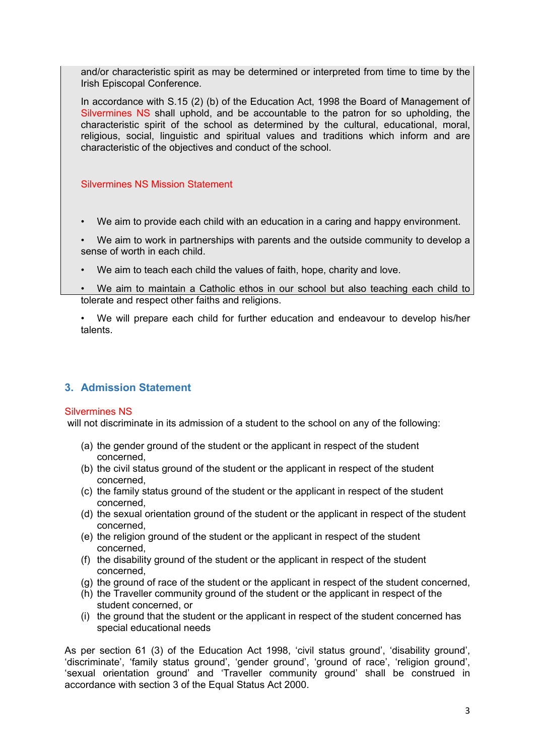and/or characteristic spirit as may be determined or interpreted from time to time by the Irish Episcopal Conference.

In accordance with S.15 (2) (b) of the Education Act, 1998 the Board of Management of Silvermines NS shall uphold, and be accountable to the patron for so upholding, the characteristic spirit of the school as determined by the cultural, educational, moral, religious, social, linguistic and spiritual values and traditions which inform and are characteristic of the objectives and conduct of the school.

Silvermines NS Mission Statement

- We aim to provide each child with an education in a caring and happy environment.
- We aim to work in partnerships with parents and the outside community to develop a sense of worth in each child.
- We aim to teach each child the values of faith, hope, charity and love.
- We aim to maintain a Catholic ethos in our school but also teaching each child to tolerate and respect other faiths and religions.
- We will prepare each child for further education and endeavour to develop his/her talents.

## 3. Admission Statement

Silvermines NS
will not discriminate in its admission of a student to the school on any of the following:

(a) the gender ground of the student or the applicant in respect of the student concerned,
(b) the civil status ground of the student or the applicant in respect of the student concerned,
(c) the family status ground of the student or the applicant in respect of the student concerned,
(d) the sexual orientation ground of the student or the applicant in respect of the student concerned,
(e) the religion ground of the student or the applicant in respect of the student concerned,
(f) the disability ground of the student or the applicant in respect of the student concerned,
(g) the ground of race of the student or the applicant in respect of the student concerned,
(h) the Traveller community ground of the student or the applicant in respect of the student concerned, or
(i) the ground that the student or the applicant in respect of the student concerned has special educational needs

As per section 61 (3) of the Education Act 1998, 'civil status ground', 'disability ground', 'discriminate', 'family status ground', 'gender ground', 'ground of race', 'religion ground', 'sexual orientation ground' and 'Traveller community ground' shall be construed in accordance with section 3 of the Equal Status Act 2000.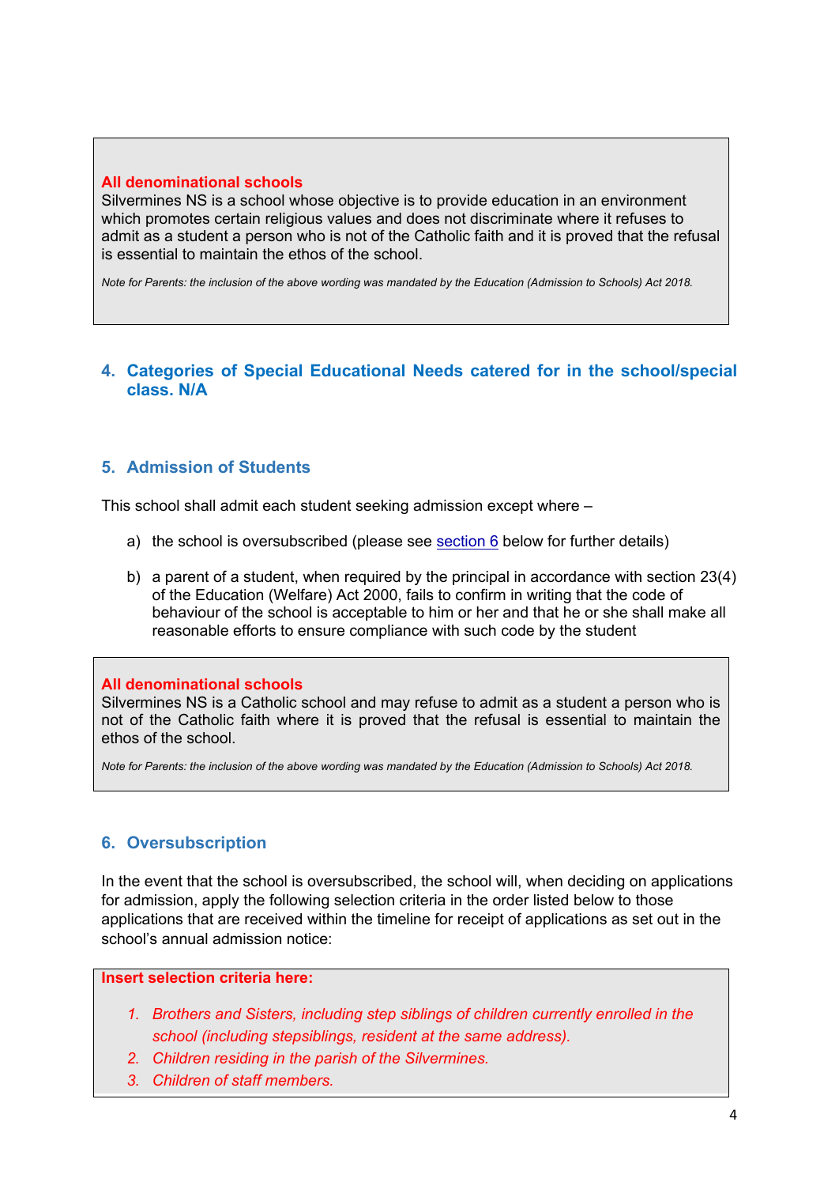**All denominational schools**

Silvermines NS is a school whose objective is to provide education in an environment which promotes certain religious values and does not discriminate where it refuses to admit as a student a person who is not of the Catholic faith and it is proved that the refusal is essential to maintain the ethos of the school.

*Note for Parents: the inclusion of the above wording was mandated by the Education (Admission to Schools) Act 2018.*

## 4. Categories of Special Educational Needs catered for in the school/special class. N/A

## 5. Admission of Students

This school shall admit each student seeking admission except where –

a) the school is oversubscribed (please see section 6 below for further details)

b) a parent of a student, when required by the principal in accordance with section 23(4) of the Education (Welfare) Act 2000, fails to confirm in writing that the code of behaviour of the school is acceptable to him or her and that he or she shall make all reasonable efforts to ensure compliance with such code by the student

**All denominational schools**

Silvermines NS is a Catholic school and may refuse to admit as a student a person who is not of the Catholic faith where it is proved that the refusal is essential to maintain the ethos of the school.

*Note for Parents: the inclusion of the above wording was mandated by the Education (Admission to Schools) Act 2018.*

## 6. Oversubscription

In the event that the school is oversubscribed, the school will, when deciding on applications for admission, apply the following selection criteria in the order listed below to those applications that are received within the timeline for receipt of applications as set out in the school's annual admission notice:

**Insert selection criteria here:**

1. *Brothers and Sisters, including step siblings of children currently enrolled in the school (including stepsiblings, resident at the same address).*
2. *Children residing in the parish of the Silvermines.*
3. *Children of staff members.*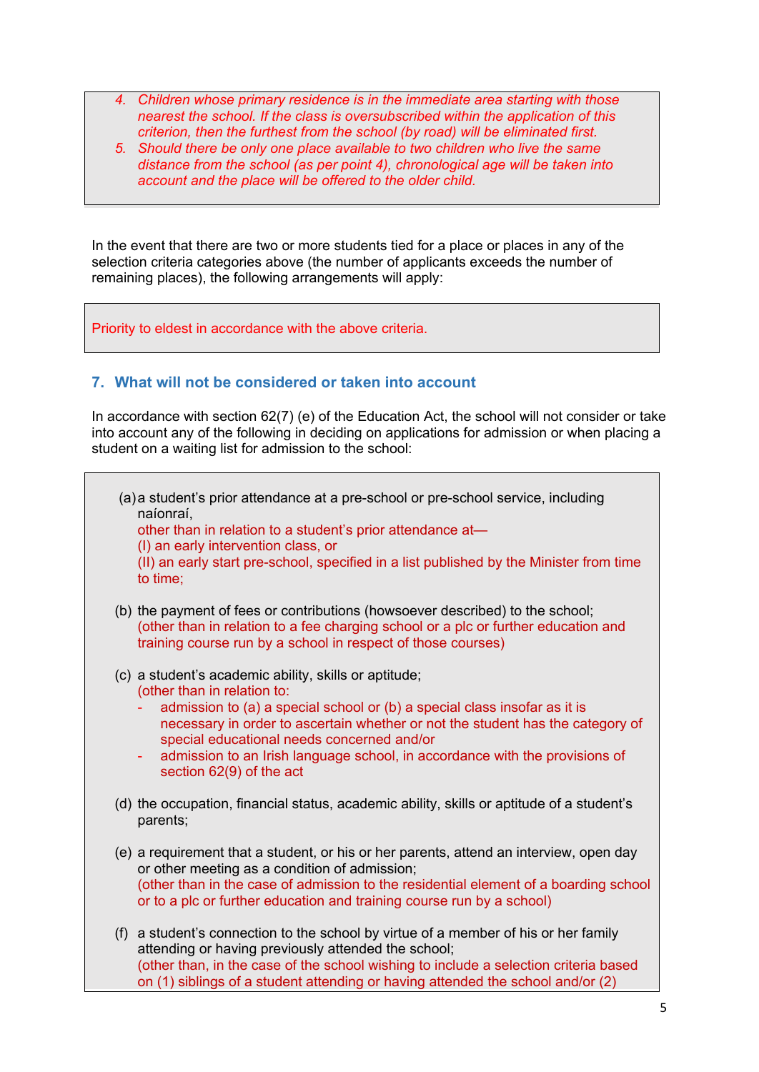4. *Children whose primary residence is in the immediate area starting with those nearest the school. If the class is oversubscribed within the application of this criterion, then the furthest from the school (by road) will be eliminated first.*
5. *Should there be only one place available to two children who live the same distance from the school (as per point 4), chronological age will be taken into account and the place will be offered to the older child.*

In the event that there are two or more students tied for a place or places in any of the selection criteria categories above (the number of applicants exceeds the number of remaining places), the following arrangements will apply:

Priority to eldest in accordance with the above criteria.

## 7. What will not be considered or taken into account

In accordance with section 62(7) (e) of the Education Act, the school will not consider or take into account any of the following in deciding on applications for admission or when placing a student on a waiting list for admission to the school:

(a) a student's prior attendance at a pre-school or pre-school service, including naíonraí,
other than in relation to a student's prior attendance at—
(I) an early intervention class, or
(II) an early start pre-school, specified in a list published by the Minister from time to time;

(b) the payment of fees or contributions (howsoever described) to the school;
(other than in relation to a fee charging school or a plc or further education and training course run by a school in respect of those courses)

(c) a student's academic ability, skills or aptitude;
(other than in relation to:
- admission to (a) a special school or (b) a special class insofar as it is necessary in order to ascertain whether or not the student has the category of special educational needs concerned and/or
- admission to an Irish language school, in accordance with the provisions of section 62(9) of the act

(d) the occupation, financial status, academic ability, skills or aptitude of a student's parents;

(e) a requirement that a student, or his or her parents, attend an interview, open day or other meeting as a condition of admission;
(other than in the case of admission to the residential element of a boarding school or to a plc or further education and training course run by a school)

(f) a student's connection to the school by virtue of a member of his or her family attending or having previously attended the school;
(other than, in the case of the school wishing to include a selection criteria based on (1) siblings of a student attending or having attended the school and/or (2)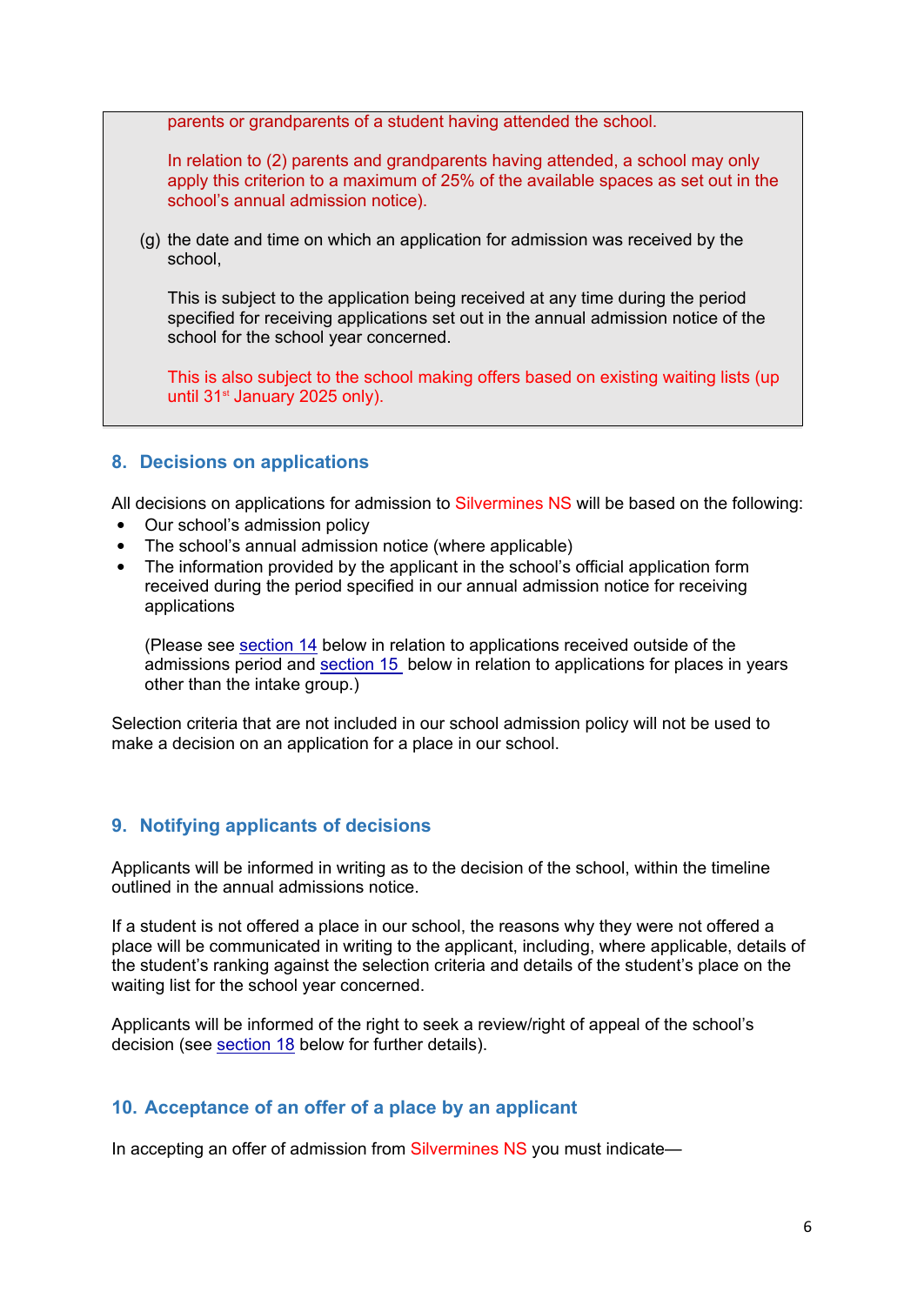parents or grandparents of a student having attended the school.

In relation to (2) parents and grandparents having attended, a school may only apply this criterion to a maximum of 25% of the available spaces as set out in the school's annual admission notice).

(g) the date and time on which an application for admission was received by the school,

This is subject to the application being received at any time during the period specified for receiving applications set out in the annual admission notice of the school for the school year concerned.

This is also subject to the school making offers based on existing waiting lists (up until 31st January 2025 only).

## 8. Decisions on applications

All decisions on applications for admission to Silvermines NS will be based on the following:

- Our school's admission policy
- The school's annual admission notice (where applicable)
- The information provided by the applicant in the school's official application form received during the period specified in our annual admission notice for receiving applications

  (Please see section 14 below in relation to applications received outside of the admissions period and section 15 below in relation to applications for places in years other than the intake group.)

Selection criteria that are not included in our school admission policy will not be used to make a decision on an application for a place in our school.

## 9. Notifying applicants of decisions

Applicants will be informed in writing as to the decision of the school, within the timeline outlined in the annual admissions notice.

If a student is not offered a place in our school, the reasons why they were not offered a place will be communicated in writing to the applicant, including, where applicable, details of the student's ranking against the selection criteria and details of the student's place on the waiting list for the school year concerned.

Applicants will be informed of the right to seek a review/right of appeal of the school's decision (see section 18 below for further details).

## 10. Acceptance of an offer of a place by an applicant

In accepting an offer of admission from Silvermines NS you must indicate—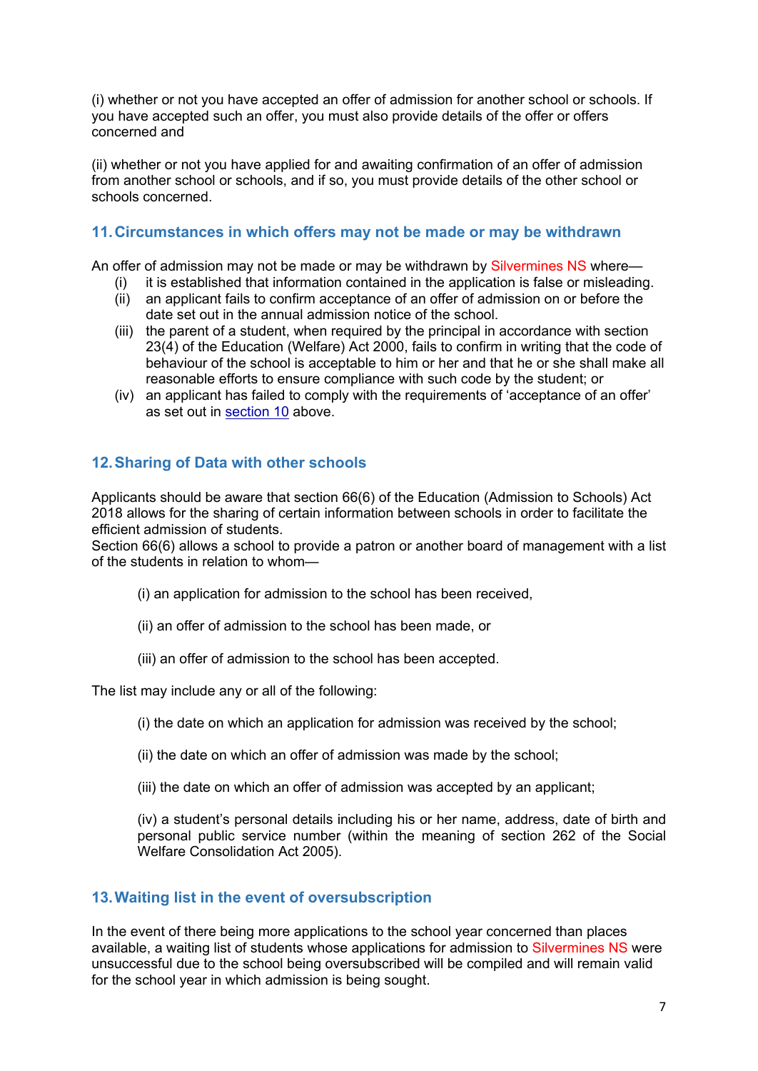(i) whether or not you have accepted an offer of admission for another school or schools. If you have accepted such an offer, you must also provide details of the offer or offers concerned and

(ii) whether or not you have applied for and awaiting confirmation of an offer of admission from another school or schools, and if so, you must provide details of the other school or schools concerned.

## 11. Circumstances in which offers may not be made or may be withdrawn

An offer of admission may not be made or may be withdrawn by Silvermines NS where—

(i) it is established that information contained in the application is false or misleading.
(ii) an applicant fails to confirm acceptance of an offer of admission on or before the date set out in the annual admission notice of the school.
(iii) the parent of a student, when required by the principal in accordance with section 23(4) of the Education (Welfare) Act 2000, fails to confirm in writing that the code of behaviour of the school is acceptable to him or her and that he or she shall make all reasonable efforts to ensure compliance with such code by the student; or
(iv) an applicant has failed to comply with the requirements of 'acceptance of an offer' as set out in section 10 above.

## 12. Sharing of Data with other schools

Applicants should be aware that section 66(6) of the Education (Admission to Schools) Act 2018 allows for the sharing of certain information between schools in order to facilitate the efficient admission of students.
Section 66(6) allows a school to provide a patron or another board of management with a list of the students in relation to whom—

(i) an application for admission to the school has been received,

(ii) an offer of admission to the school has been made, or

(iii) an offer of admission to the school has been accepted.

The list may include any or all of the following:

(i) the date on which an application for admission was received by the school;

(ii) the date on which an offer of admission was made by the school;

(iii) the date on which an offer of admission was accepted by an applicant;

(iv) a student's personal details including his or her name, address, date of birth and personal public service number (within the meaning of section 262 of the Social Welfare Consolidation Act 2005).

## 13. Waiting list in the event of oversubscription

In the event of there being more applications to the school year concerned than places available, a waiting list of students whose applications for admission to Silvermines NS were unsuccessful due to the school being oversubscribed will be compiled and will remain valid for the school year in which admission is being sought.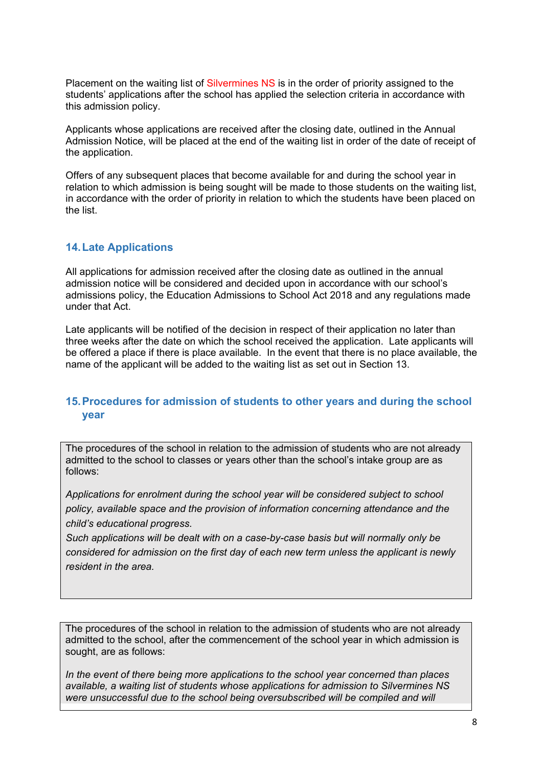Placement on the waiting list of Silvermines NS is in the order of priority assigned to the students' applications after the school has applied the selection criteria in accordance with this admission policy.

Applicants whose applications are received after the closing date, outlined in the Annual Admission Notice, will be placed at the end of the waiting list in order of the date of receipt of the application.

Offers of any subsequent places that become available for and during the school year in relation to which admission is being sought will be made to those students on the waiting list, in accordance with the order of priority in relation to which the students have been placed on the list.

## 14. Late Applications

All applications for admission received after the closing date as outlined in the annual admission notice will be considered and decided upon in accordance with our school's admissions policy, the Education Admissions to School Act 2018 and any regulations made under that Act.

Late applicants will be notified of the decision in respect of their application no later than three weeks after the date on which the school received the application. Late applicants will be offered a place if there is place available. In the event that there is no place available, the name of the applicant will be added to the waiting list as set out in Section 13.

## 15. Procedures for admission of students to other years and during the school year

The procedures of the school in relation to the admission of students who are not already admitted to the school to classes or years other than the school's intake group are as follows:

*Applications for enrolment during the school year will be considered subject to school policy, available space and the provision of information concerning attendance and the child's educational progress.*
*Such applications will be dealt with on a case-by-case basis but will normally only be considered for admission on the first day of each new term unless the applicant is newly resident in the area.*

The procedures of the school in relation to the admission of students who are not already admitted to the school, after the commencement of the school year in which admission is sought, are as follows:

*In the event of there being more applications to the school year concerned than places available, a waiting list of students whose applications for admission to Silvermines NS were unsuccessful due to the school being oversubscribed will be compiled and will*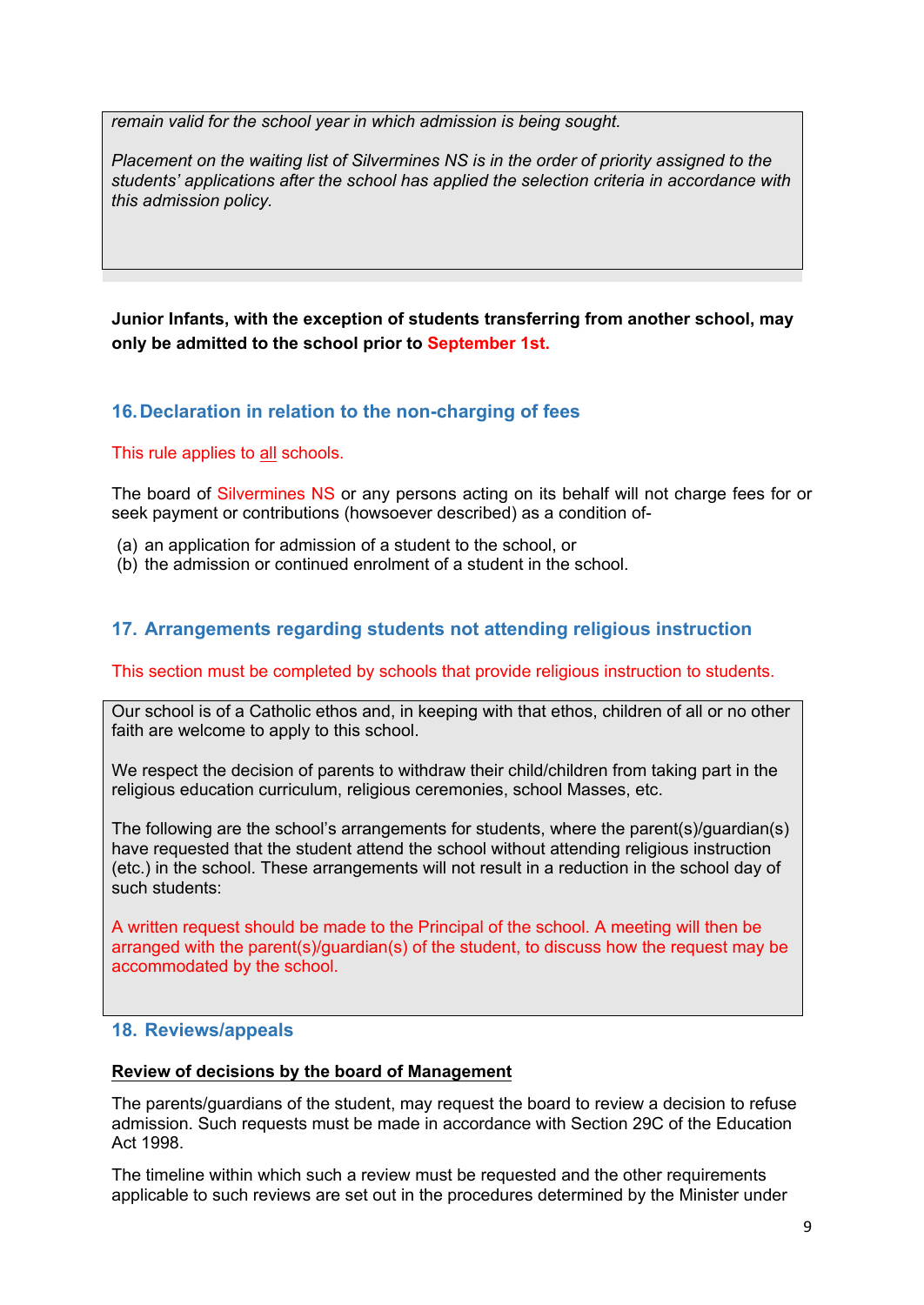*remain valid for the school year in which admission is being sought.*

*Placement on the waiting list of Silvermines NS is in the order of priority assigned to the students' applications after the school has applied the selection criteria in accordance with this admission policy.*

**Junior Infants, with the exception of students transferring from another school, may only be admitted to the school prior to September 1st.**

## 16. Declaration in relation to the non-charging of fees

This rule applies to all schools.

The board of Silvermines NS or any persons acting on its behalf will not charge fees for or seek payment or contributions (howsoever described) as a condition of-

(a) an application for admission of a student to the school, or
(b) the admission or continued enrolment of a student in the school.

## 17. Arrangements regarding students not attending religious instruction

This section must be completed by schools that provide religious instruction to students.

Our school is of a Catholic ethos and, in keeping with that ethos, children of all or no other faith are welcome to apply to this school.

We respect the decision of parents to withdraw their child/children from taking part in the religious education curriculum, religious ceremonies, school Masses, etc.

The following are the school's arrangements for students, where the parent(s)/guardian(s) have requested that the student attend the school without attending religious instruction (etc.) in the school. These arrangements will not result in a reduction in the school day of such students:

A written request should be made to the Principal of the school. A meeting will then be arranged with the parent(s)/guardian(s) of the student, to discuss how the request may be accommodated by the school.

## 18. Reviews/appeals

**Review of decisions by the board of Management**

The parents/guardians of the student, may request the board to review a decision to refuse admission. Such requests must be made in accordance with Section 29C of the Education Act 1998.

The timeline within which such a review must be requested and the other requirements applicable to such reviews are set out in the procedures determined by the Minister under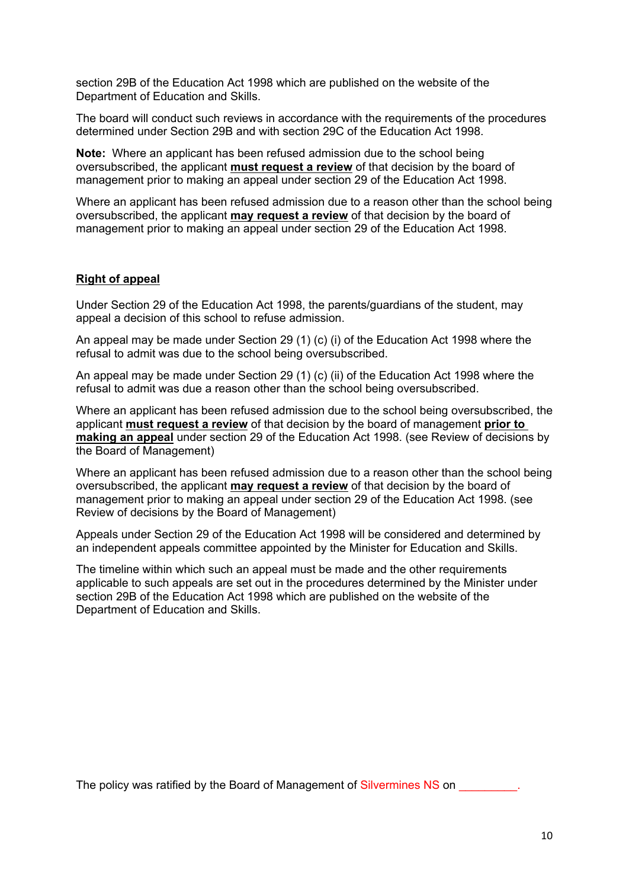section 29B of the Education Act 1998 which are published on the website of the Department of Education and Skills.

The board will conduct such reviews in accordance with the requirements of the procedures determined under Section 29B and with section 29C of the Education Act 1998.

**Note:** Where an applicant has been refused admission due to the school being oversubscribed, the applicant **must request a review** of that decision by the board of management prior to making an appeal under section 29 of the Education Act 1998.

Where an applicant has been refused admission due to a reason other than the school being oversubscribed, the applicant **may request a review** of that decision by the board of management prior to making an appeal under section 29 of the Education Act 1998.

## Right of appeal

Under Section 29 of the Education Act 1998, the parents/guardians of the student, may appeal a decision of this school to refuse admission.

An appeal may be made under Section 29 (1) (c) (i) of the Education Act 1998 where the refusal to admit was due to the school being oversubscribed.

An appeal may be made under Section 29 (1) (c) (ii) of the Education Act 1998 where the refusal to admit was due a reason other than the school being oversubscribed.

Where an applicant has been refused admission due to the school being oversubscribed, the applicant **must request a review** of that decision by the board of management **prior to making an appeal** under section 29 of the Education Act 1998. (see Review of decisions by the Board of Management)

Where an applicant has been refused admission due to a reason other than the school being oversubscribed, the applicant **may request a review** of that decision by the board of management prior to making an appeal under section 29 of the Education Act 1998. (see Review of decisions by the Board of Management)

Appeals under Section 29 of the Education Act 1998 will be considered and determined by an independent appeals committee appointed by the Minister for Education and Skills.

The timeline within which such an appeal must be made and the other requirements applicable to such appeals are set out in the procedures determined by the Minister under section 29B of the Education Act 1998 which are published on the website of the Department of Education and Skills.

The policy was ratified by the Board of Management of Silvermines NS on _________.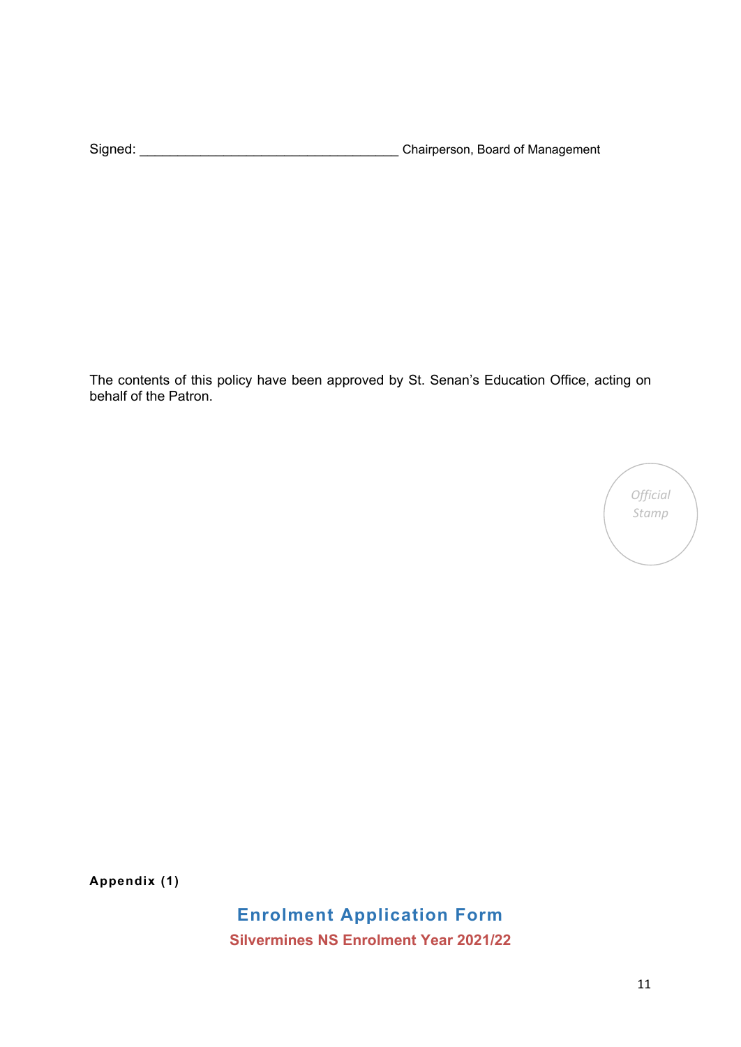Signed: ___________________________________ Chairperson, Board of Management

The contents of this policy have been approved by St. Senan's Education Office, acting on behalf of the Patron.

*Official Stamp*

**Appendix (1)**

## Enrolment Application Form

### Silvermines NS Enrolment Year 2021/22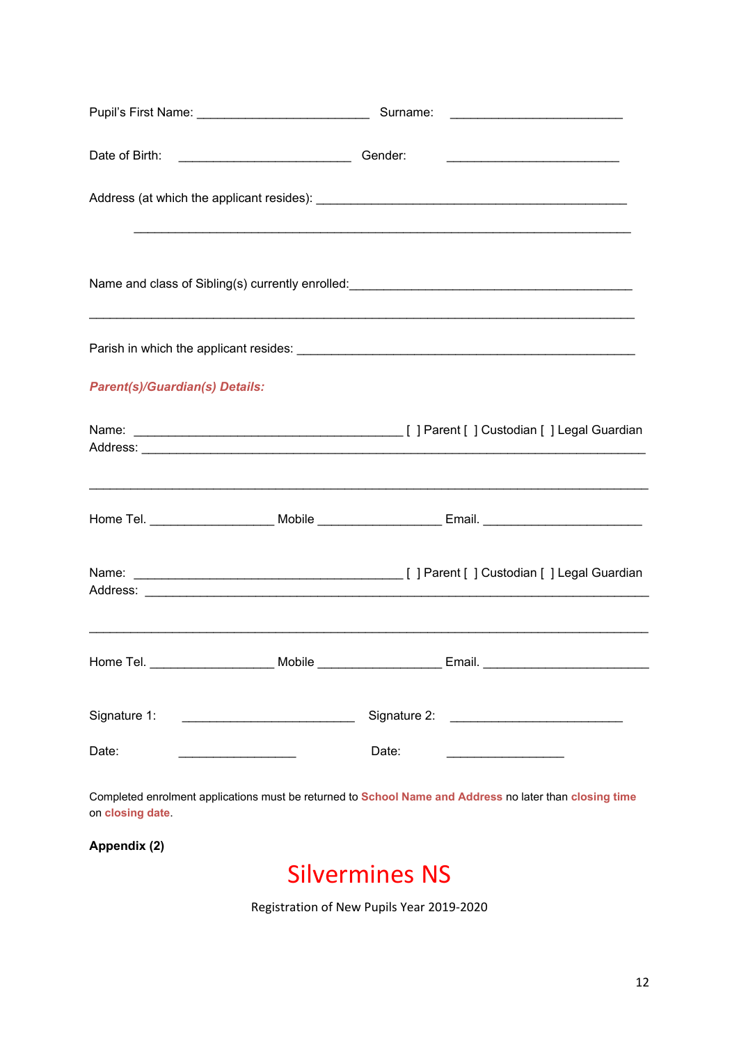Pupil's First Name: _________________________ Surname: _________________________

Date of Birth: _________________________ Gender: _________________________

Address (at which the applicant resides): _______________________________________________

___________________________________________________________________________

Name and class of Sibling(s) currently enrolled:___________________________________________

_________________________________________________________________________________

Parish in which the applicant resides: ___________________________________________________

***Parent(s)/Guardian(s) Details:***

Name: ________________________________________ [ ] Parent [ ] Custodian [ ] Legal Guardian
Address: __________________________________________________________________________

_________________________________________________________________________________

Home Tel. __________________ Mobile __________________ Email. _______________________

Name: ________________________________________ [ ] Parent [ ] Custodian [ ] Legal Guardian
Address: __________________________________________________________________________

_________________________________________________________________________________

Home Tel. __________________ Mobile __________________ Email. _______________________

Signature 1: _________________________ Signature 2: _________________________

Date: _________________ Date: _________________

Completed enrolment applications must be returned to **School Name and Address** no later than **closing time** on **closing date**.

**Appendix (2)**

# Silvermines NS

Registration of New Pupils Year 2019-2020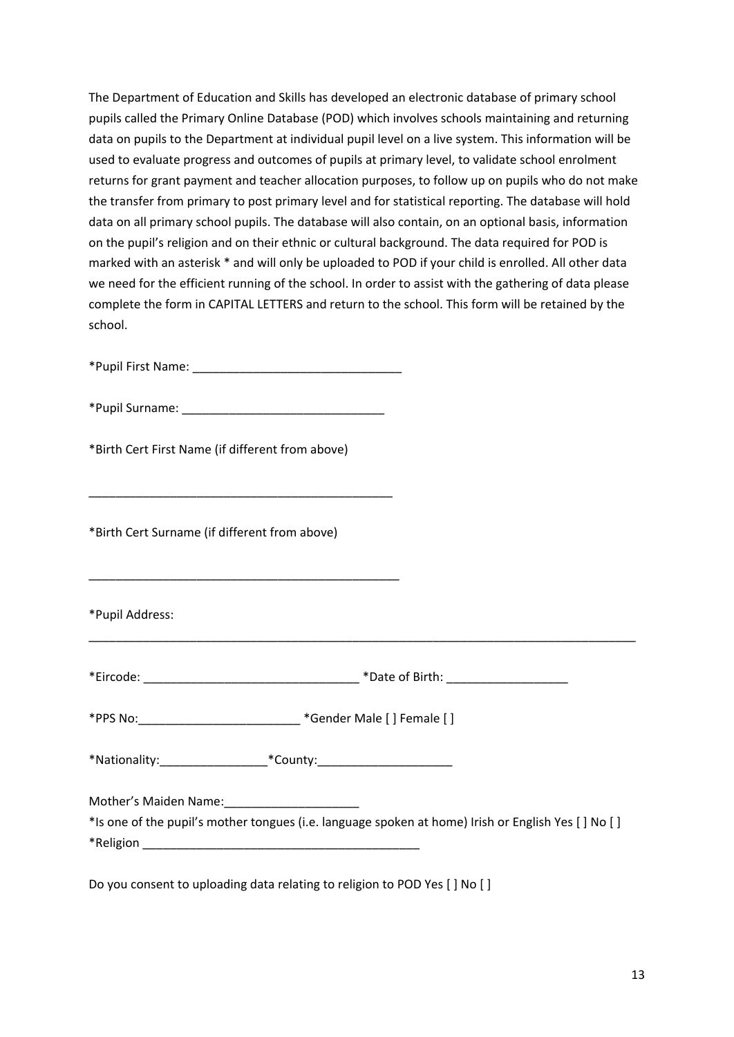The Department of Education and Skills has developed an electronic database of primary school pupils called the Primary Online Database (POD) which involves schools maintaining and returning data on pupils to the Department at individual pupil level on a live system. This information will be used to evaluate progress and outcomes of pupils at primary level, to validate school enrolment returns for grant payment and teacher allocation purposes, to follow up on pupils who do not make the transfer from primary to post primary level and for statistical reporting. The database will hold data on all primary school pupils. The database will also contain, on an optional basis, information on the pupil's religion and on their ethnic or cultural background. The data required for POD is marked with an asterisk * and will only be uploaded to POD if your child is enrolled. All other data we need for the efficient running of the school. In order to assist with the gathering of data please complete the form in CAPITAL LETTERS and return to the school. This form will be retained by the school.

*Pupil First Name: _______________________________

*Pupil Surname: ______________________________

*Birth Cert First Name (if different from above)

_______________________________________________

*Birth Cert Surname (if different from above)

________________________________________________

*Pupil Address:

_________________________________________________________________________________

*Eircode: ________________________________ *Date of Birth: __________________

*PPS No:________________________ *Gender Male [ ] Female [ ]

*Nationality:________________*County:____________________

Mother's Maiden Name:____________________

*Is one of the pupil's mother tongues (i.e. language spoken at home) Irish or English Yes [ ] No [ ]

*Religion ___________________________________________

Do you consent to uploading data relating to religion to POD Yes [ ] No [ ]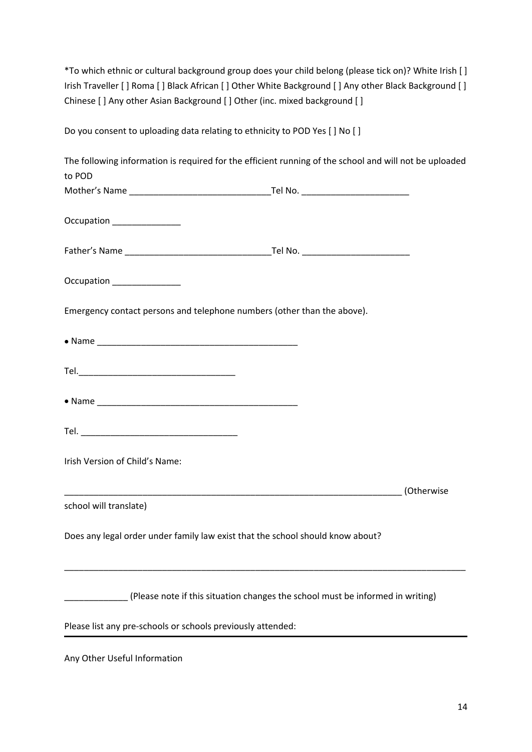*To which ethnic or cultural background group does your child belong (please tick on)? White Irish [ ] Irish Traveller [ ] Roma [ ] Black African [ ] Other White Background [ ] Any other Black Background [ ] Chinese [ ] Any other Asian Background [ ] Other (inc. mixed background [ ]

Do you consent to uploading data relating to ethnicity to POD Yes [ ] No [ ]

The following information is required for the efficient running of the school and will not be uploaded to POD

Mother's Name _____________________________Tel No. ______________________

Occupation ______________

Father's Name ______________________________Tel No. ______________________

Occupation ______________

Emergency contact persons and telephone numbers (other than the above).

- Name _________________________________________

Tel.________________________________

- Name _________________________________________

Tel. ________________________________

Irish Version of Child's Name:

_______________________________________________________________________ (Otherwise school will translate)

Does any legal order under family law exist that the school should know about?

_____________________________________________________________________________________

_____________ (Please note if this situation changes the school must be informed in writing)

Please list any pre-schools or schools previously attended:

---

Any Other Useful Information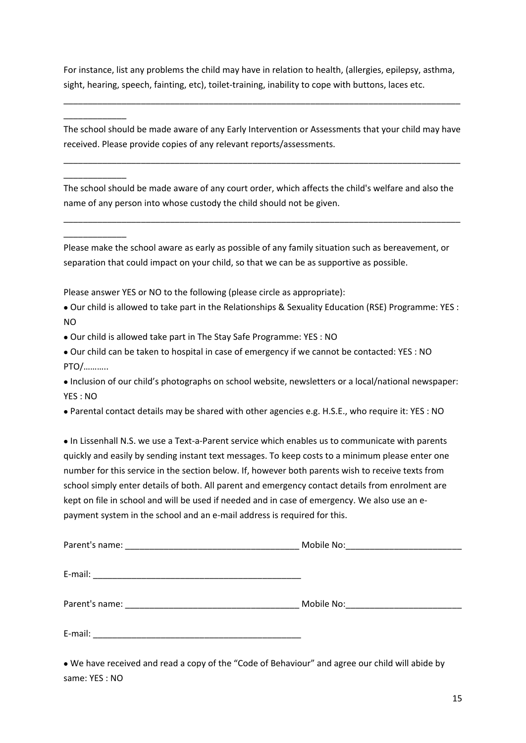For instance, list any problems the child may have in relation to health, (allergies, epilepsy, asthma, sight, hearing, speech, fainting, etc), toilet-training, inability to cope with buttons, laces etc.

_____________________________________________________________________________________________

The school should be made aware of any Early Intervention or Assessments that your child may have received. Please provide copies of any relevant reports/assessments.

_____________________________________________________________________________________________

The school should be made aware of any court order, which affects the child's welfare and also the name of any person into whose custody the child should not be given.

_____________________________________________________________________________________________

Please make the school aware as early as possible of any family situation such as bereavement, or separation that could impact on your child, so that we can be as supportive as possible.

Please answer YES or NO to the following (please circle as appropriate):

- Our child is allowed to take part in the Relationships & Sexuality Education (RSE) Programme: YES : NO
- Our child is allowed take part in The Stay Safe Programme: YES : NO
- Our child can be taken to hospital in case of emergency if we cannot be contacted: YES : NO PTO/………..
- Inclusion of our child's photographs on school website, newsletters or a local/national newspaper: YES : NO
- Parental contact details may be shared with other agencies e.g. H.S.E., who require it: YES : NO

- In Lissenhall N.S. we use a Text-a-Parent service which enables us to communicate with parents quickly and easily by sending instant text messages. To keep costs to a minimum please enter one number for this service in the section below. If, however both parents wish to receive texts from school simply enter details of both. All parent and emergency contact details from enrolment are kept on file in school and will be used if needed and in case of emergency. We also use an e-payment system in the school and an e-mail address is required for this.

Parent's name: ____________________________________ Mobile No:________________________

E-mail: ____________________________________________

Parent's name: ____________________________________ Mobile No:________________________

E-mail: ____________________________________________

- We have received and read a copy of the "Code of Behaviour" and agree our child will abide by same: YES : NO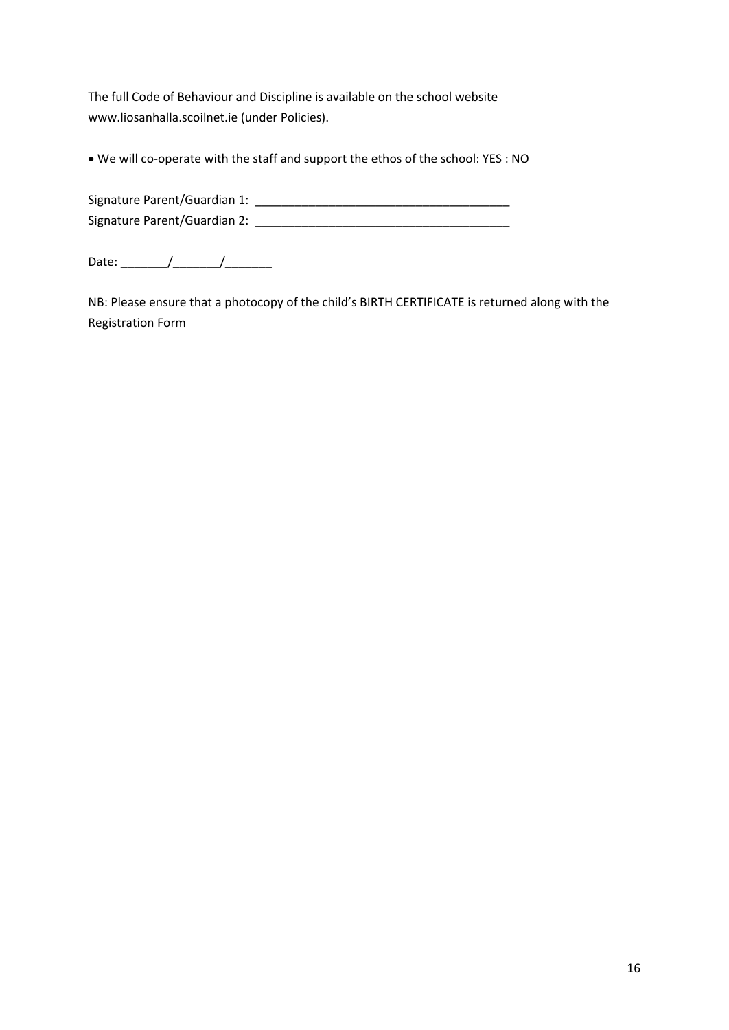The full Code of Behaviour and Discipline is available on the school website www.liosanhalla.scoilnet.ie (under Policies).

- We will co-operate with the staff and support the ethos of the school: YES : NO

Signature Parent/Guardian 1: ______________________________________
Signature Parent/Guardian 2: ______________________________________

Date: _______/_______/_______

NB: Please ensure that a photocopy of the child's BIRTH CERTIFICATE is returned along with the Registration Form